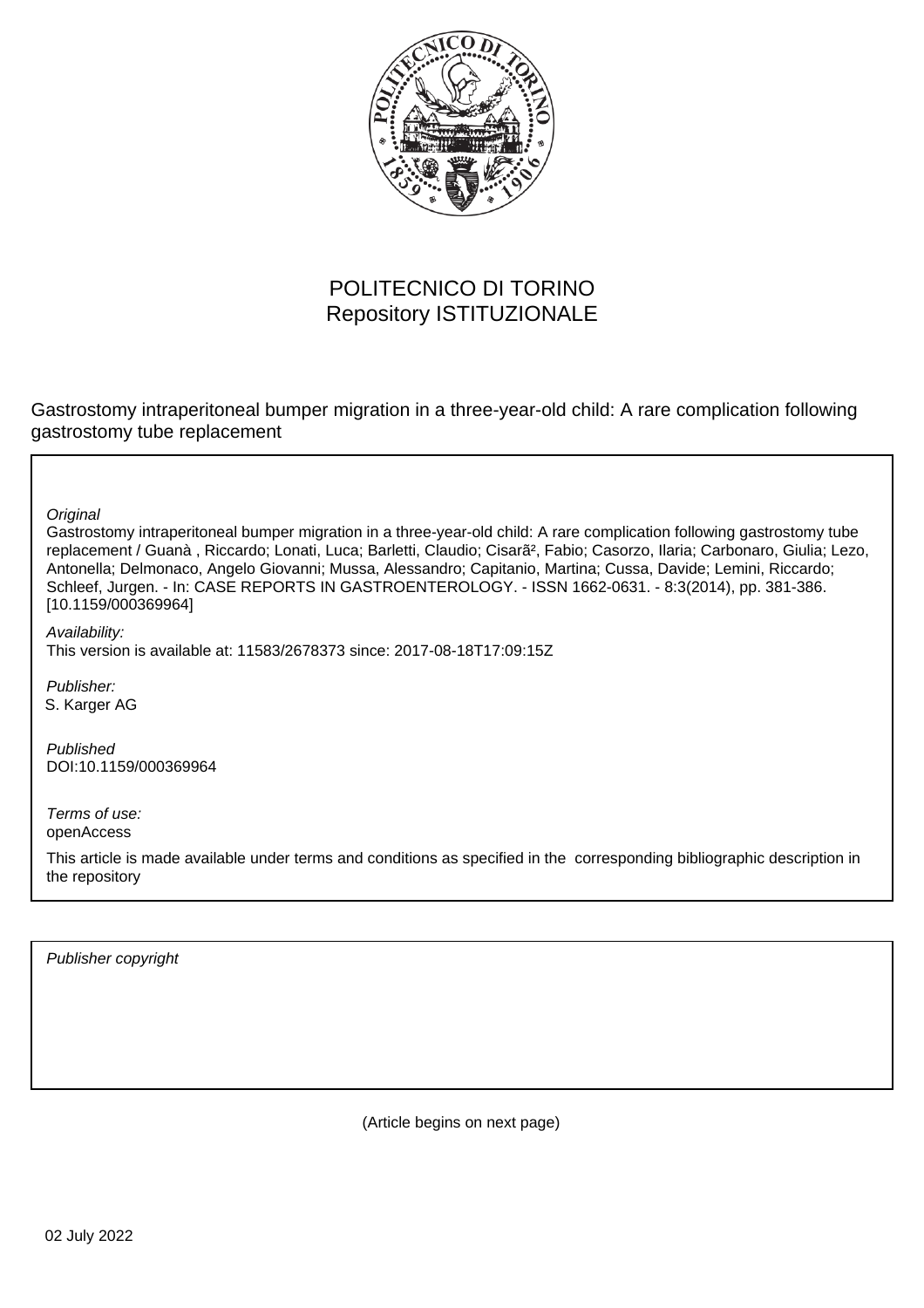POLITECNICO DI TORINO
Repository ISTITUZIONALE

Gastrostomy intraperitoneal bumper migration in a three-year-old child: A rare complication following gastrostomy tube replacement

*Original*

Gastrostomy intraperitoneal bumper migration in a three-year-old child: A rare complication following gastrostomy tube replacement / Guanà , Riccardo; Lonati, Luca; Barletti, Claudio; Cisarã², Fabio; Casorzo, Ilaria; Carbonaro, Giulia; Lezo, Antonella; Delmonaco, Angelo Giovanni; Mussa, Alessandro; Capitanio, Martina; Cussa, Davide; Lemini, Riccardo; Schleef, Jurgen. - In: CASE REPORTS IN GASTROENTEROLOGY. - ISSN 1662-0631. - 8:3(2014), pp. 381-386. [10.1159/000369964]

*Availability:*

This version is available at: 11583/2678373 since: 2017-08-18T17:09:15Z

*Publisher:*

S. Karger AG

*Published*

DOI:10.1159/000369964

*Terms of use:*

openAccess

This article is made available under terms and conditions as specified in the corresponding bibliographic description in the repository

*Publisher copyright*

(Article begins on next page)

02 July 2022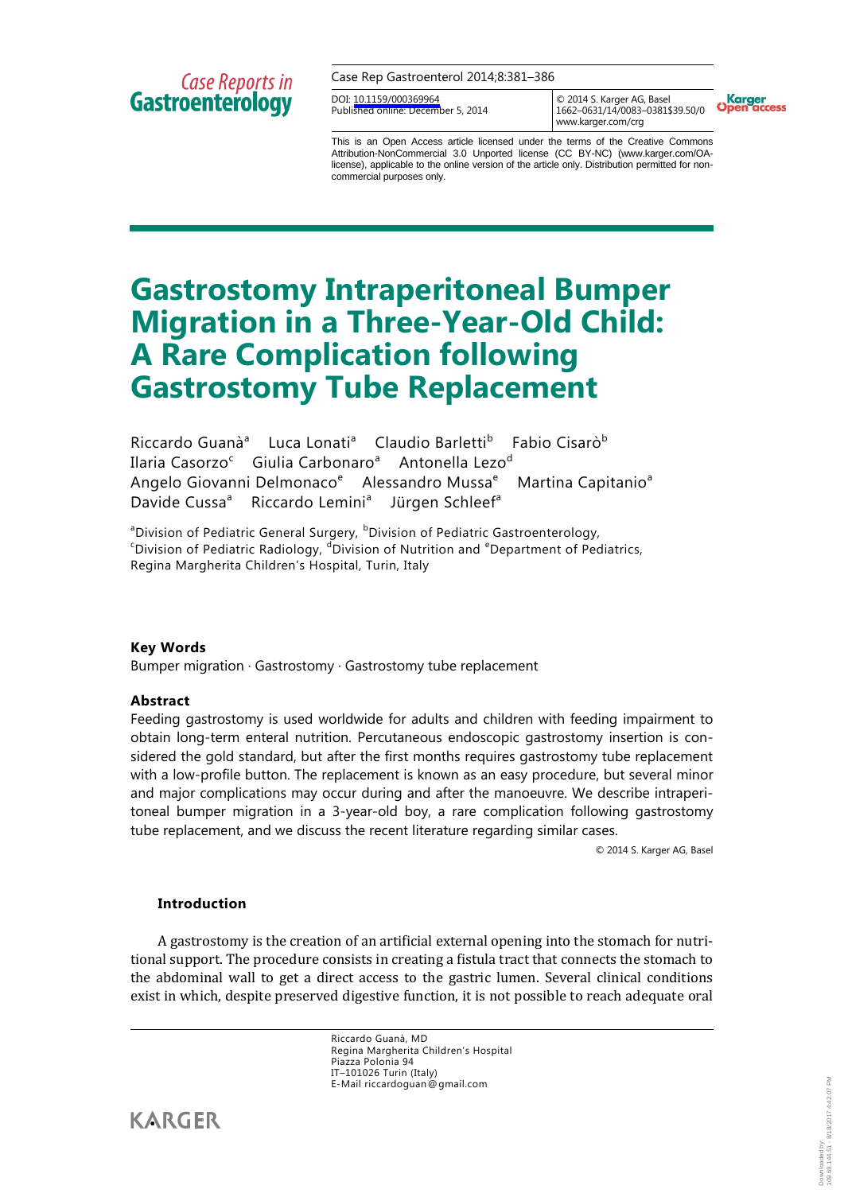# Gastrostomy Intraperitoneal Bumper Migration in a Three-Year-Old Child: A Rare Complication following Gastrostomy Tube Replacement

Riccardo Guanà[a] Luca Lonati[a] Claudio Barletti[b] Fabio Cisarò[b] Ilaria Casorzo[c] Giulia Carbonaro[a] Antonella Lezo[d] Angelo Giovanni Delmonaco[e] Alessandro Mussa[e] Martina Capitanio[a] Davide Cussa[a] Riccardo Lemini[a] Jürgen Schleef[a]

[a]Division of Pediatric General Surgery, [b]Division of Pediatric Gastroenterology, [c]Division of Pediatric Radiology, [d]Division of Nutrition and [e]Department of Pediatrics, Regina Margherita Children's Hospital, Turin, Italy

DOI: 10.1159/000369964
Published online: December 5, 2014

© 2014 S. Karger AG, Basel
1662–0631/14/0083–0381$39.50/0
www.karger.com/crg

This is an Open Access article licensed under the terms of the Creative Commons Attribution-NonCommercial 3.0 Unported license (CC BY-NC) (www.karger.com/OA-license), applicable to the online version of the article only. Distribution permitted for non-commercial purposes only.

### Key Words

Bumper migration · Gastrostomy · Gastrostomy tube replacement

### Abstract

Feeding gastrostomy is used worldwide for adults and children with feeding impairment to obtain long-term enteral nutrition. Percutaneous endoscopic gastrostomy insertion is considered the gold standard, but after the first months requires gastrostomy tube replacement with a low-profile button. The replacement is known as an easy procedure, but several minor and major complications may occur during and after the manoeuvre. We describe intraperitoneal bumper migration in a 3-year-old boy, a rare complication following gastrostomy tube replacement, and we discuss the recent literature regarding similar cases.

© 2014 S. Karger AG, Basel

## Introduction

A gastrostomy is the creation of an artificial external opening into the stomach for nutritional support. The procedure consists in creating a fistula tract that connects the stomach to the abdominal wall to get a direct access to the gastric lumen. Several clinical conditions exist in which, despite preserved digestive function, it is not possible to reach adequate oral

Riccardo Guanà, MD
Regina Margherita Children's Hospital
Piazza Polonia 94
IT–101026 Turin (Italy)
E-Mail riccardoguan@gmail.com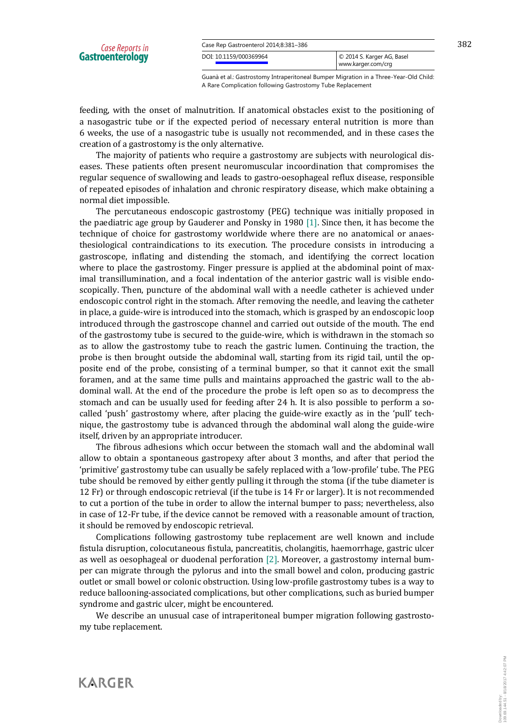feeding, with the onset of malnutrition. If anatomical obstacles exist to the positioning of a nasogastric tube or if the expected period of necessary enteral nutrition is more than 6 weeks, the use of a nasogastric tube is usually not recommended, and in these cases the creation of a gastrostomy is the only alternative.

The majority of patients who require a gastrostomy are subjects with neurological diseases. These patients often present neuromuscular incoordination that compromises the regular sequence of swallowing and leads to gastro-oesophageal reflux disease, responsible of repeated episodes of inhalation and chronic respiratory disease, which make obtaining a normal diet impossible.

The percutaneous endoscopic gastrostomy (PEG) technique was initially proposed in the paediatric age group by Gauderer and Ponsky in 1980 [1]. Since then, it has become the technique of choice for gastrostomy worldwide where there are no anatomical or anaesthesiological contraindications to its execution. The procedure consists in introducing a gastroscope, inflating and distending the stomach, and identifying the correct location where to place the gastrostomy. Finger pressure is applied at the abdominal point of maximal transillumination, and a focal indentation of the anterior gastric wall is visible endoscopically. Then, puncture of the abdominal wall with a needle catheter is achieved under endoscopic control right in the stomach. After removing the needle, and leaving the catheter in place, a guide-wire is introduced into the stomach, which is grasped by an endoscopic loop introduced through the gastroscope channel and carried out outside of the mouth. The end of the gastrostomy tube is secured to the guide-wire, which is withdrawn in the stomach so as to allow the gastrostomy tube to reach the gastric lumen. Continuing the traction, the probe is then brought outside the abdominal wall, starting from its rigid tail, until the opposite end of the probe, consisting of a terminal bumper, so that it cannot exit the small foramen, and at the same time pulls and maintains approached the gastric wall to the abdominal wall. At the end of the procedure the probe is left open so as to decompress the stomach and can be usually used for feeding after 24 h. It is also possible to perform a so-called 'push' gastrostomy where, after placing the guide-wire exactly as in the 'pull' technique, the gastrostomy tube is advanced through the abdominal wall along the guide-wire itself, driven by an appropriate introducer.

The fibrous adhesions which occur between the stomach wall and the abdominal wall allow to obtain a spontaneous gastropexy after about 3 months, and after that period the 'primitive' gastrostomy tube can usually be safely replaced with a 'low-profile' tube. The PEG tube should be removed by either gently pulling it through the stoma (if the tube diameter is 12 Fr) or through endoscopic retrieval (if the tube is 14 Fr or larger). It is not recommended to cut a portion of the tube in order to allow the internal bumper to pass; nevertheless, also in case of 12-Fr tube, if the device cannot be removed with a reasonable amount of traction, it should be removed by endoscopic retrieval.

Complications following gastrostomy tube replacement are well known and include fistula disruption, colocutaneous fistula, pancreatitis, cholangitis, haemorrhage, gastric ulcer as well as oesophageal or duodenal perforation [2]. Moreover, a gastrostomy internal bumper can migrate through the pylorus and into the small bowel and colon, producing gastric outlet or small bowel or colonic obstruction. Using low-profile gastrostomy tubes is a way to reduce ballooning-associated complications, but other complications, such as buried bumper syndrome and gastric ulcer, might be encountered.

We describe an unusual case of intraperitoneal bumper migration following gastrostomy tube replacement.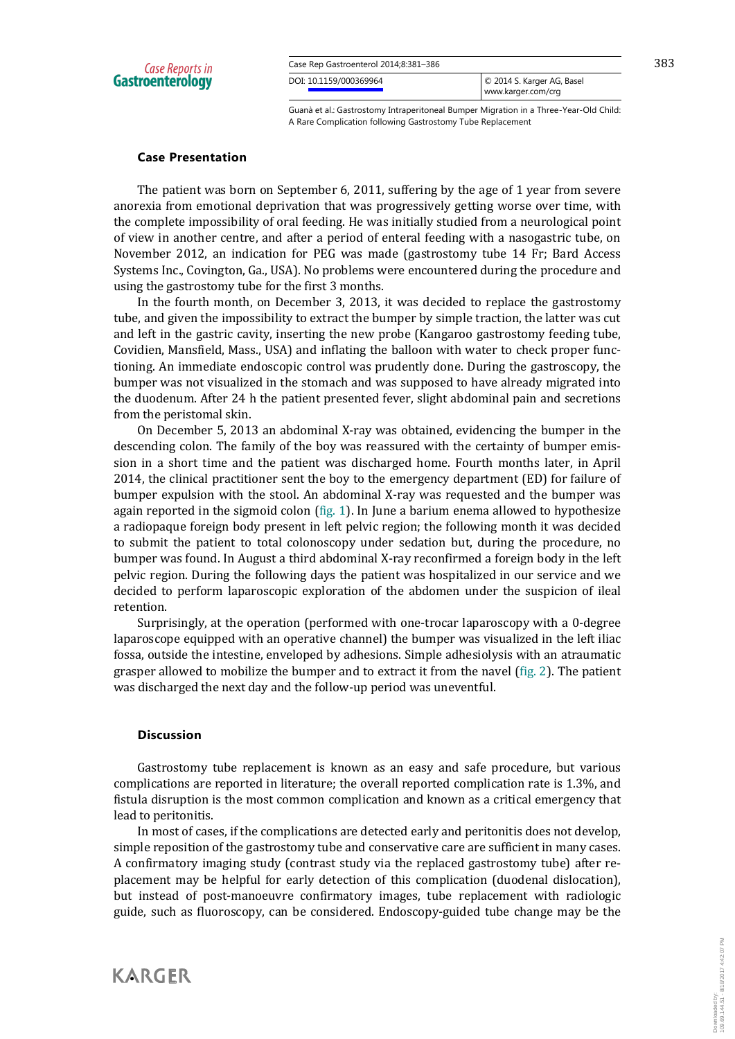## Case Presentation

The patient was born on September 6, 2011, suffering by the age of 1 year from severe anorexia from emotional deprivation that was progressively getting worse over time, with the complete impossibility of oral feeding. He was initially studied from a neurological point of view in another centre, and after a period of enteral feeding with a nasogastric tube, on November 2012, an indication for PEG was made (gastrostomy tube 14 Fr; Bard Access Systems Inc., Covington, Ga., USA). No problems were encountered during the procedure and using the gastrostomy tube for the first 3 months.

In the fourth month, on December 3, 2013, it was decided to replace the gastrostomy tube, and given the impossibility to extract the bumper by simple traction, the latter was cut and left in the gastric cavity, inserting the new probe (Kangaroo gastrostomy feeding tube, Covidien, Mansfield, Mass., USA) and inflating the balloon with water to check proper functioning. An immediate endoscopic control was prudently done. During the gastroscopy, the bumper was not visualized in the stomach and was supposed to have already migrated into the duodenum. After 24 h the patient presented fever, slight abdominal pain and secretions from the peristomal skin.

On December 5, 2013 an abdominal X-ray was obtained, evidencing the bumper in the descending colon. The family of the boy was reassured with the certainty of bumper emission in a short time and the patient was discharged home. Fourth months later, in April 2014, the clinical practitioner sent the boy to the emergency department (ED) for failure of bumper expulsion with the stool. An abdominal X-ray was requested and the bumper was again reported in the sigmoid colon (fig. 1). In June a barium enema allowed to hypothesize a radiopaque foreign body present in left pelvic region; the following month it was decided to submit the patient to total colonoscopy under sedation but, during the procedure, no bumper was found. In August a third abdominal X-ray reconfirmed a foreign body in the left pelvic region. During the following days the patient was hospitalized in our service and we decided to perform laparoscopic exploration of the abdomen under the suspicion of ileal retention.

Surprisingly, at the operation (performed with one-trocar laparoscopy with a 0-degree laparoscope equipped with an operative channel) the bumper was visualized in the left iliac fossa, outside the intestine, enveloped by adhesions. Simple adhesiolysis with an atraumatic grasper allowed to mobilize the bumper and to extract it from the navel (fig. 2). The patient was discharged the next day and the follow-up period was uneventful.

## Discussion

Gastrostomy tube replacement is known as an easy and safe procedure, but various complications are reported in literature; the overall reported complication rate is 1.3%, and fistula disruption is the most common complication and known as a critical emergency that lead to peritonitis.

In most of cases, if the complications are detected early and peritonitis does not develop, simple reposition of the gastrostomy tube and conservative care are sufficient in many cases. A confirmatory imaging study (contrast study via the replaced gastrostomy tube) after replacement may be helpful for early detection of this complication (duodenal dislocation), but instead of post-manoeuvre confirmatory images, tube replacement with radiologic guide, such as fluoroscopy, can be considered. Endoscopy-guided tube change may be the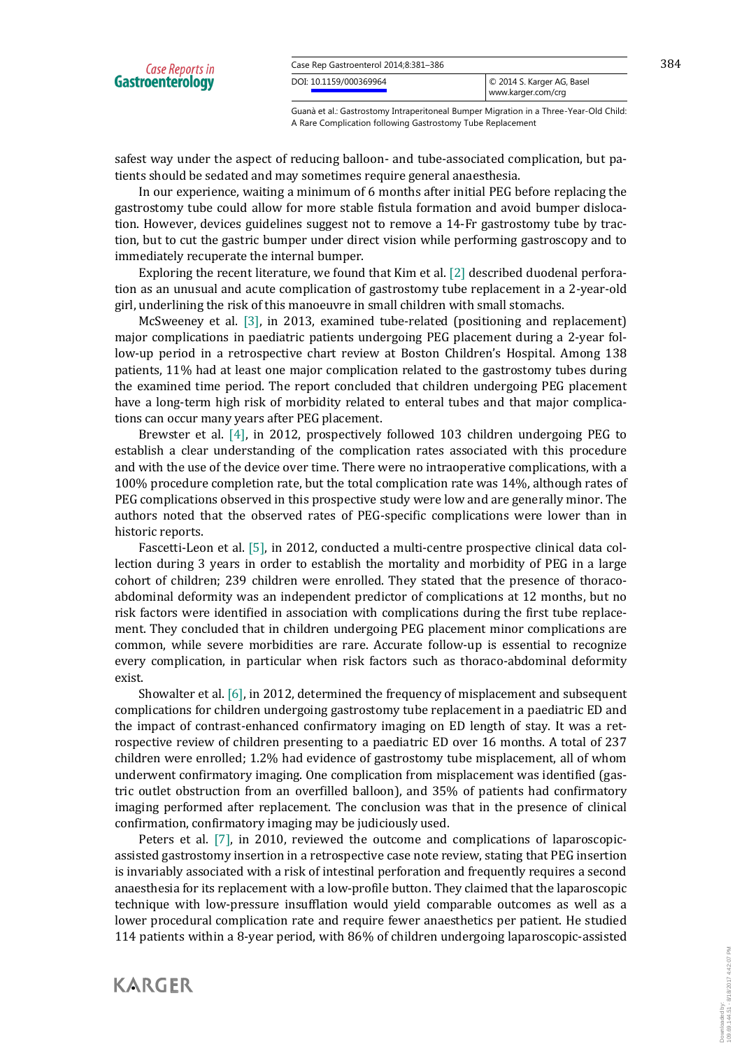safest way under the aspect of reducing balloon- and tube-associated complication, but patients should be sedated and may sometimes require general anaesthesia.

In our experience, waiting a minimum of 6 months after initial PEG before replacing the gastrostomy tube could allow for more stable fistula formation and avoid bumper dislocation. However, devices guidelines suggest not to remove a 14-Fr gastrostomy tube by traction, but to cut the gastric bumper under direct vision while performing gastroscopy and to immediately recuperate the internal bumper.

Exploring the recent literature, we found that Kim et al. [2] described duodenal perforation as an unusual and acute complication of gastrostomy tube replacement in a 2-year-old girl, underlining the risk of this manoeuvre in small children with small stomachs.

McSweeney et al. [3], in 2013, examined tube-related (positioning and replacement) major complications in paediatric patients undergoing PEG placement during a 2-year follow-up period in a retrospective chart review at Boston Children's Hospital. Among 138 patients, 11% had at least one major complication related to the gastrostomy tubes during the examined time period. The report concluded that children undergoing PEG placement have a long-term high risk of morbidity related to enteral tubes and that major complications can occur many years after PEG placement.

Brewster et al. [4], in 2012, prospectively followed 103 children undergoing PEG to establish a clear understanding of the complication rates associated with this procedure and with the use of the device over time. There were no intraoperative complications, with a 100% procedure completion rate, but the total complication rate was 14%, although rates of PEG complications observed in this prospective study were low and are generally minor. The authors noted that the observed rates of PEG-specific complications were lower than in historic reports.

Fascetti-Leon et al. [5], in 2012, conducted a multi-centre prospective clinical data collection during 3 years in order to establish the mortality and morbidity of PEG in a large cohort of children; 239 children were enrolled. They stated that the presence of thoraco-abdominal deformity was an independent predictor of complications at 12 months, but no risk factors were identified in association with complications during the first tube replacement. They concluded that in children undergoing PEG placement minor complications are common, while severe morbidities are rare. Accurate follow-up is essential to recognize every complication, in particular when risk factors such as thoraco-abdominal deformity exist.

Showalter et al. [6], in 2012, determined the frequency of misplacement and subsequent complications for children undergoing gastrostomy tube replacement in a paediatric ED and the impact of contrast-enhanced confirmatory imaging on ED length of stay. It was a retrospective review of children presenting to a paediatric ED over 16 months. A total of 237 children were enrolled; 1.2% had evidence of gastrostomy tube misplacement, all of whom underwent confirmatory imaging. One complication from misplacement was identified (gastric outlet obstruction from an overfilled balloon), and 35% of patients had confirmatory imaging performed after replacement. The conclusion was that in the presence of clinical confirmation, confirmatory imaging may be judiciously used.

Peters et al. [7], in 2010, reviewed the outcome and complications of laparoscopic-assisted gastrostomy insertion in a retrospective case note review, stating that PEG insertion is invariably associated with a risk of intestinal perforation and frequently requires a second anaesthesia for its replacement with a low-profile button. They claimed that the laparoscopic technique with low-pressure insufflation would yield comparable outcomes as well as a lower procedural complication rate and require fewer anaesthetics per patient. He studied 114 patients within a 8-year period, with 86% of children undergoing laparoscopic-assisted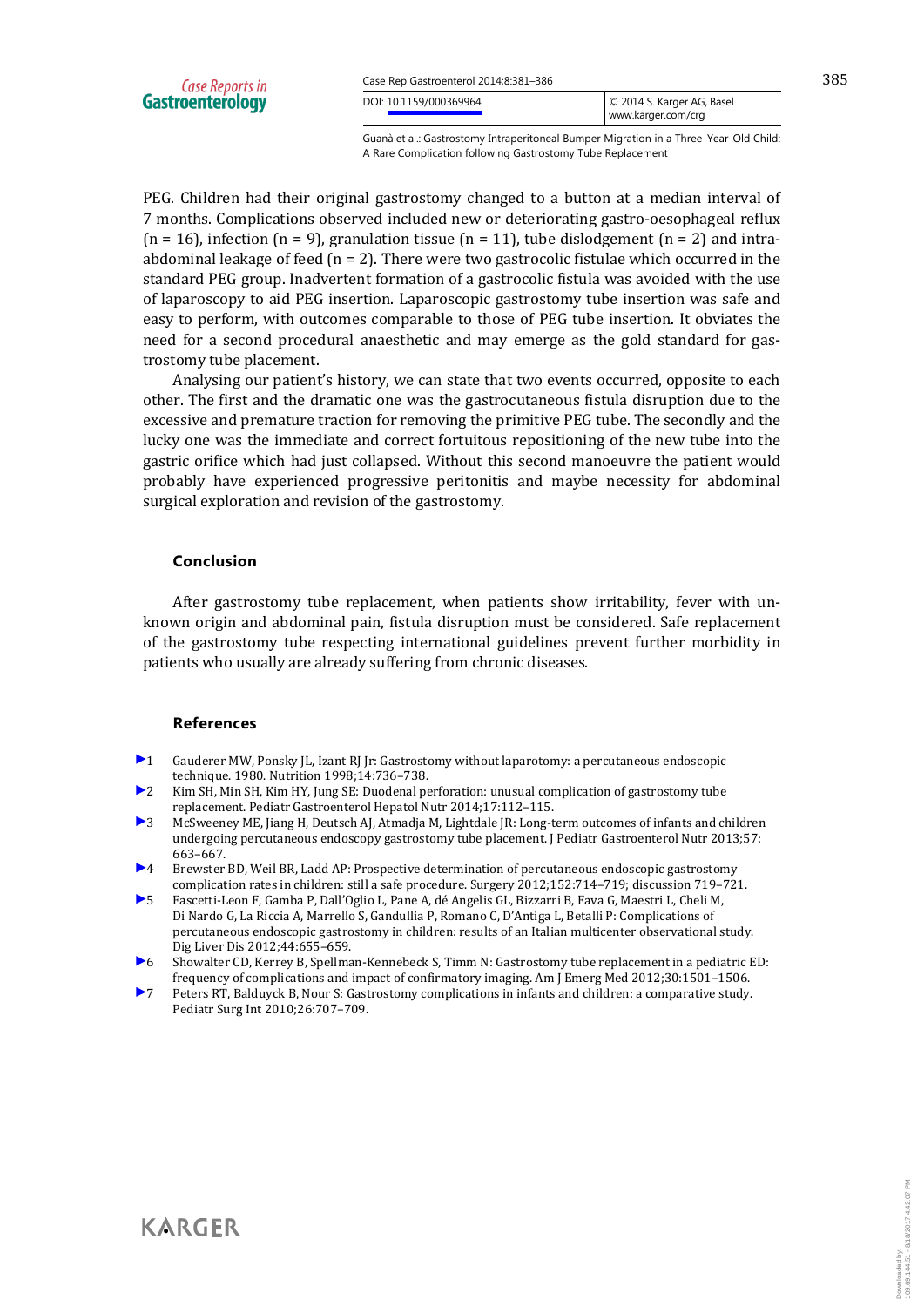PEG. Children had their original gastrostomy changed to a button at a median interval of 7 months. Complications observed included new or deteriorating gastro-oesophageal reflux (n = 16), infection (n = 9), granulation tissue (n = 11), tube dislodgement (n = 2) and intra-abdominal leakage of feed (n = 2). There were two gastrocolic fistulae which occurred in the standard PEG group. Inadvertent formation of a gastrocolic fistula was avoided with the use of laparoscopy to aid PEG insertion. Laparoscopic gastrostomy tube insertion was safe and easy to perform, with outcomes comparable to those of PEG tube insertion. It obviates the need for a second procedural anaesthetic and may emerge as the gold standard for gastrostomy tube placement.

Analysing our patient's history, we can state that two events occurred, opposite to each other. The first and the dramatic one was the gastrocutaneous fistula disruption due to the excessive and premature traction for removing the primitive PEG tube. The secondly and the lucky one was the immediate and correct fortuitous repositioning of the new tube into the gastric orifice which had just collapsed. Without this second manoeuvre the patient would probably have experienced progressive peritonitis and maybe necessity for abdominal surgical exploration and revision of the gastrostomy.

## Conclusion

After gastrostomy tube replacement, when patients show irritability, fever with unknown origin and abdominal pain, fistula disruption must be considered. Safe replacement of the gastrostomy tube respecting international guidelines prevent further morbidity in patients who usually are already suffering from chronic diseases.

## References

1. Gauderer MW, Ponsky JL, Izant RJ Jr: Gastrostomy without laparotomy: a percutaneous endoscopic technique. 1980. Nutrition 1998;14:736–738.
2. Kim SH, Min SH, Kim HY, Jung SE: Duodenal perforation: unusual complication of gastrostomy tube replacement. Pediatr Gastroenterol Hepatol Nutr 2014;17:112–115.
3. McSweeney ME, Jiang H, Deutsch AJ, Atmadja M, Lightdale JR: Long-term outcomes of infants and children undergoing percutaneous endoscopy gastrostomy tube placement. J Pediatr Gastroenterol Nutr 2013;57: 663–667.
4. Brewster BD, Weil BR, Ladd AP: Prospective determination of percutaneous endoscopic gastrostomy complication rates in children: still a safe procedure. Surgery 2012;152:714–719; discussion 719–721.
5. Fascetti-Leon F, Gamba P, Dall'Oglio L, Pane A, dé Angelis GL, Bizzarri B, Fava G, Maestri L, Cheli M, Di Nardo G, La Riccia A, Marrello S, Gandullia P, Romano C, D'Antiga L, Betalli P: Complications of percutaneous endoscopic gastrostomy in children: results of an Italian multicenter observational study. Dig Liver Dis 2012;44:655–659.
6. Showalter CD, Kerrey B, Spellman-Kennebeck S, Timm N: Gastrostomy tube replacement in a pediatric ED: frequency of complications and impact of confirmatory imaging. Am J Emerg Med 2012;30:1501–1506.
7. Peters RT, Balduyck B, Nour S: Gastrostomy complications in infants and children: a comparative study. Pediatr Surg Int 2010;26:707–709.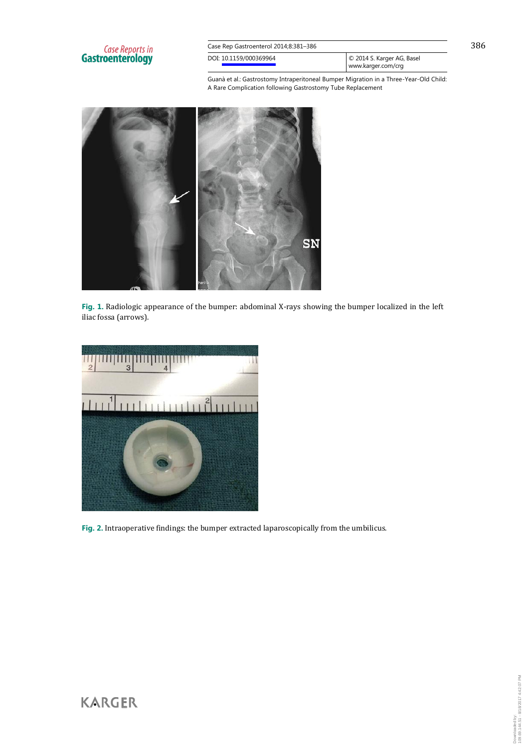Fig. 1. Radiologic appearance of the bumper: abdominal X-rays showing the bumper localized in the left iliac fossa (arrows).

Fig. 2. Intraoperative findings: the bumper extracted laparoscopically from the umbilicus.